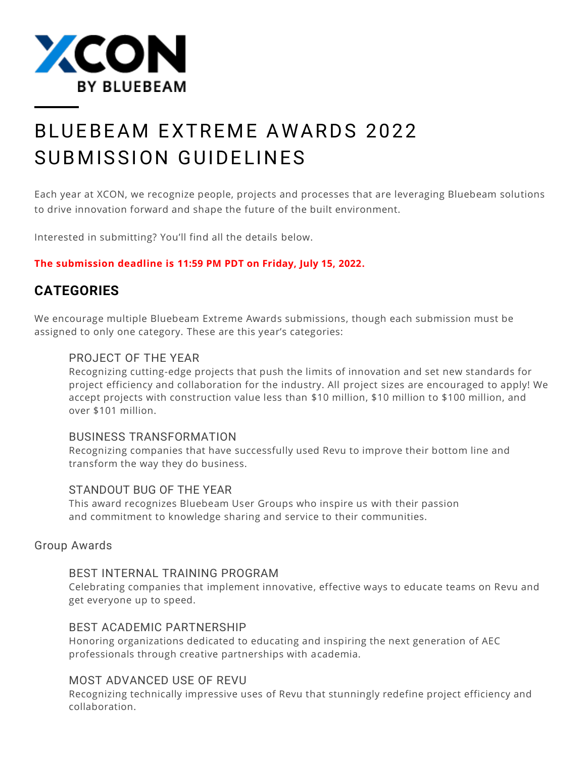XCON

BY BLUEBEAM

# BLUEBEAM EXTREME AWARDS 2022 SUBMISSION GUIDELINES

Each year at XCON, we recognize people, projects and processes that are leveraging Bluebeam solutions to drive innovation forward and shape the future of the built environment.

Interested in submitting? You'll find all the details below.

**The submission deadline is 11:59 PM PDT on Friday, July 15, 2022.**

## CATEGORIES

We encourage multiple Bluebeam Extreme Awards submissions, though each submission must be assigned to only one category. These are this year's categories:

### PROJECT OF THE YEAR

Recognizing cutting-edge projects that push the limits of innovation and set new standards for project efficiency and collaboration for the industry. All project sizes are encouraged to apply! We accept projects with construction value less than $10 million, $10 million to $100 million, and over $101 million.

### BUSINESS TRANSFORMATION

Recognizing companies that have successfully used Revu to improve their bottom line and transform the way they do business.

### STANDOUT BUG OF THE YEAR

This award recognizes Bluebeam User Groups who inspire us with their passion and commitment to knowledge sharing and service to their communities.

Group Awards

### BEST INTERNAL TRAINING PROGRAM

Celebrating companies that implement innovative, effective ways to educate teams on Revu and get everyone up to speed.

### BEST ACADEMIC PARTNERSHIP

Honoring organizations dedicated to educating and inspiring the next generation of AEC professionals through creative partnerships with academia.

### MOST ADVANCED USE OF REVU

Recognizing technically impressive uses of Revu that stunningly redefine project efficiency and collaboration.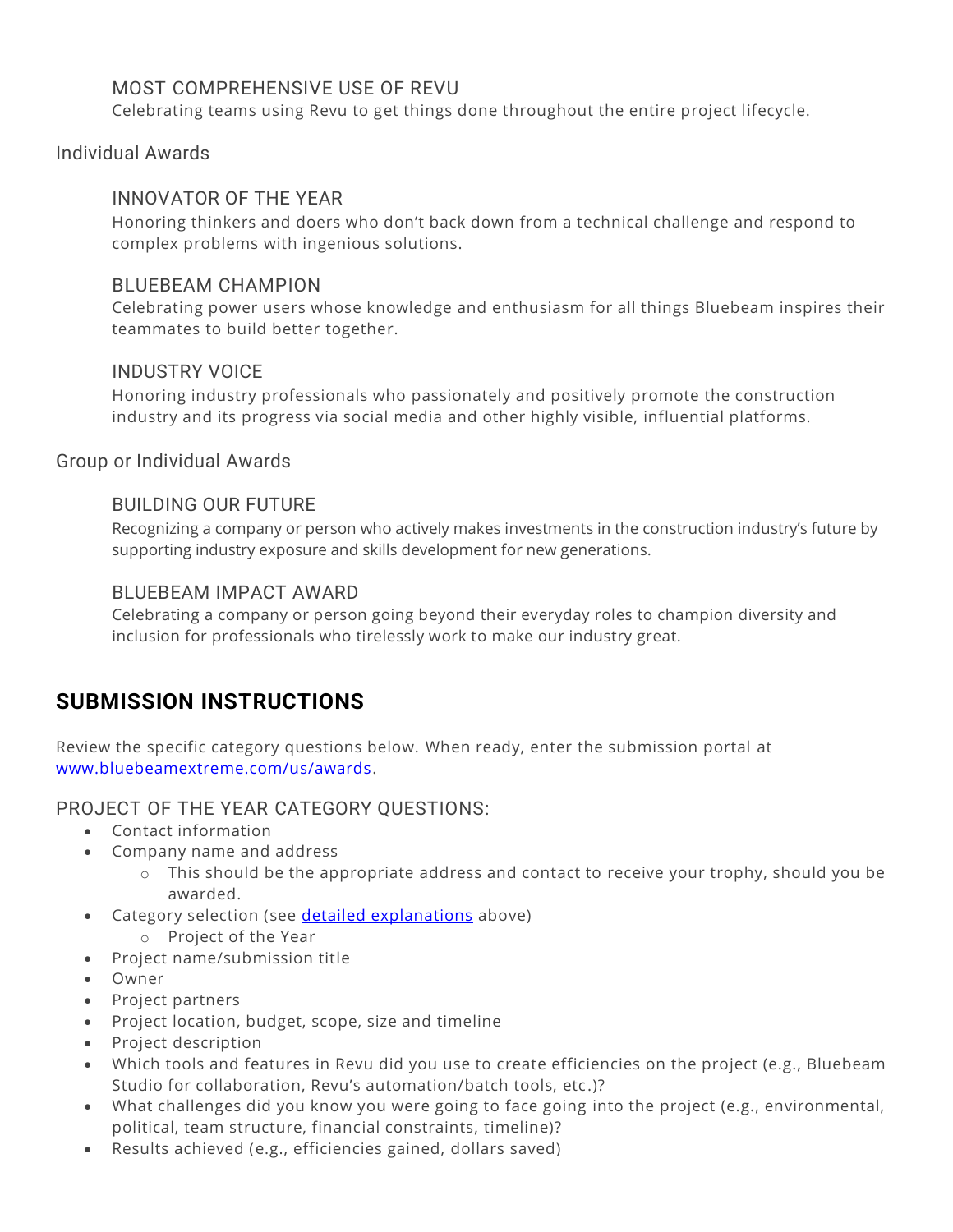### MOST COMPREHENSIVE USE OF REVU

Celebrating teams using Revu to get things done throughout the entire project lifecycle.

## Individual Awards

### INNOVATOR OF THE YEAR

Honoring thinkers and doers who don't back down from a technical challenge and respond to complex problems with ingenious solutions.

### BLUEBEAM CHAMPION

Celebrating power users whose knowledge and enthusiasm for all things Bluebeam inspires their teammates to build better together.

### INDUSTRY VOICE

Honoring industry professionals who passionately and positively promote the construction industry and its progress via social media and other highly visible, influential platforms.

## Group or Individual Awards

### BUILDING OUR FUTURE

Recognizing a company or person who actively makes investments in the construction industry's future by supporting industry exposure and skills development for new generations.

### BLUEBEAM IMPACT AWARD

Celebrating a company or person going beyond their everyday roles to champion diversity and inclusion for professionals who tirelessly work to make our industry great.

# SUBMISSION INSTRUCTIONS

Review the specific category questions below. When ready, enter the submission portal at [www.bluebeamextreme.com/us/awards](www.bluebeamextreme.com/us/awards).

## PROJECT OF THE YEAR CATEGORY QUESTIONS:

- Contact information
- Company name and address
  - This should be the appropriate address and contact to receive your trophy, should you be awarded.
- Category selection (see detailed explanations above)
  - Project of the Year
- Project name/submission title
- Owner
- Project partners
- Project location, budget, scope, size and timeline
- Project description
- Which tools and features in Revu did you use to create efficiencies on the project (e.g., Bluebeam Studio for collaboration, Revu's automation/batch tools, etc.)?
- What challenges did you know you were going to face going into the project (e.g., environmental, political, team structure, financial constraints, timeline)?
- Results achieved (e.g., efficiencies gained, dollars saved)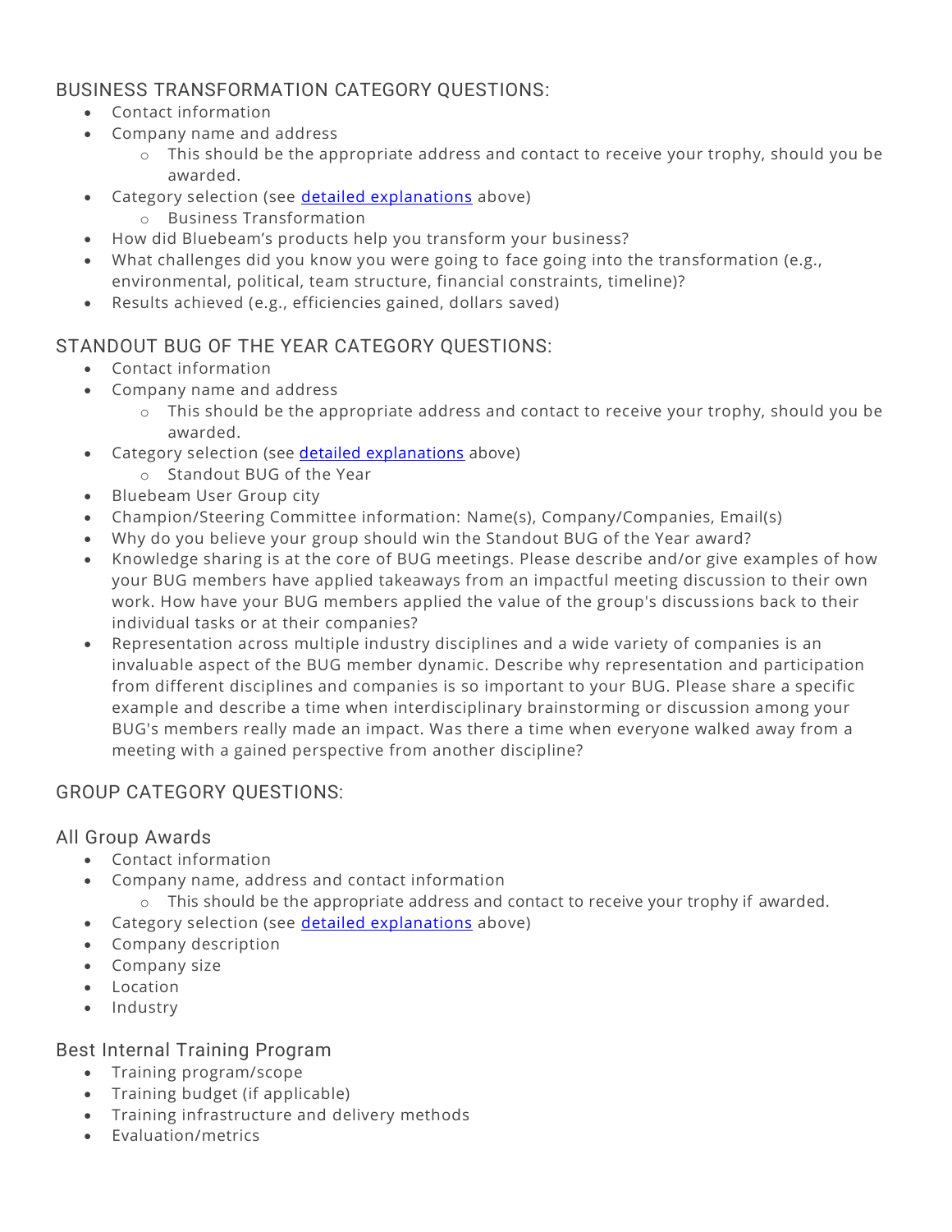## BUSINESS TRANSFORMATION CATEGORY QUESTIONS:

- Contact information
- Company name and address
  - This should be the appropriate address and contact to receive your trophy, should you be awarded.
- Category selection (see detailed explanations above)
  - Business Transformation
- How did Bluebeam's products help you transform your business?
- What challenges did you know you were going to face going into the transformation (e.g., environmental, political, team structure, financial constraints, timeline)?
- Results achieved (e.g., efficiencies gained, dollars saved)

## STANDOUT BUG OF THE YEAR CATEGORY QUESTIONS:

- Contact information
- Company name and address
  - This should be the appropriate address and contact to receive your trophy, should you be awarded.
- Category selection (see detailed explanations above)
  - Standout BUG of the Year
- Bluebeam User Group city
- Champion/Steering Committee information: Name(s), Company/Companies, Email(s)
- Why do you believe your group should win the Standout BUG of the Year award?
- Knowledge sharing is at the core of BUG meetings. Please describe and/or give examples of how your BUG members have applied takeaways from an impactful meeting discussion to their own work. How have your BUG members applied the value of the group's discussions back to their individual tasks or at their companies?
- Representation across multiple industry disciplines and a wide variety of companies is an invaluable aspect of the BUG member dynamic. Describe why representation and participation from different disciplines and companies is so important to your BUG. Please share a specific example and describe a time when interdisciplinary brainstorming or discussion among your BUG's members really made an impact. Was there a time when everyone walked away from a meeting with a gained perspective from another discipline?

## GROUP CATEGORY QUESTIONS:

### All Group Awards

- Contact information
- Company name, address and contact information
  - This should be the appropriate address and contact to receive your trophy if awarded.
- Category selection (see detailed explanations above)
- Company description
- Company size
- Location
- Industry

### Best Internal Training Program

- Training program/scope
- Training budget (if applicable)
- Training infrastructure and delivery methods
- Evaluation/metrics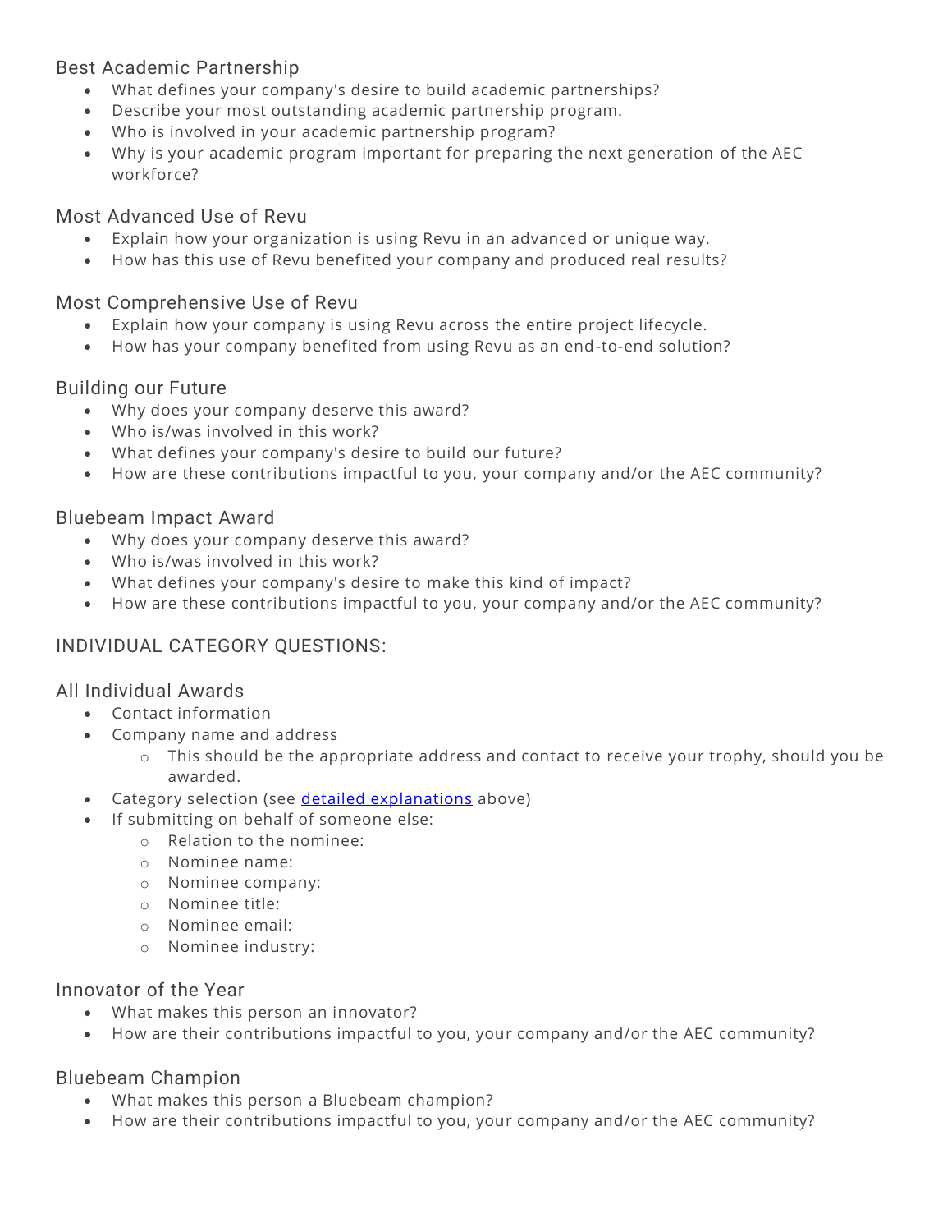### Best Academic Partnership

- What defines your company's desire to build academic partnerships?
- Describe your most outstanding academic partnership program.
- Who is involved in your academic partnership program?
- Why is your academic program important for preparing the next generation of the AEC workforce?

### Most Advanced Use of Revu

- Explain how your organization is using Revu in an advanced or unique way.
- How has this use of Revu benefited your company and produced real results?

### Most Comprehensive Use of Revu

- Explain how your company is using Revu across the entire project lifecycle.
- How has your company benefited from using Revu as an end-to-end solution?

### Building our Future

- Why does your company deserve this award?
- Who is/was involved in this work?
- What defines your company's desire to build our future?
- How are these contributions impactful to you, your company and/or the AEC community?

### Bluebeam Impact Award

- Why does your company deserve this award?
- Who is/was involved in this work?
- What defines your company's desire to make this kind of impact?
- How are these contributions impactful to you, your company and/or the AEC community?

## INDIVIDUAL CATEGORY QUESTIONS:

### All Individual Awards

- Contact information
- Company name and address
  - This should be the appropriate address and contact to receive your trophy, should you be awarded.
- Category selection (see [detailed explanations]() above)
- If submitting on behalf of someone else:
  - Relation to the nominee:
  - Nominee name:
  - Nominee company:
  - Nominee title:
  - Nominee email:
  - Nominee industry:

### Innovator of the Year

- What makes this person an innovator?
- How are their contributions impactful to you, your company and/or the AEC community?

### Bluebeam Champion

- What makes this person a Bluebeam champion?
- How are their contributions impactful to you, your company and/or the AEC community?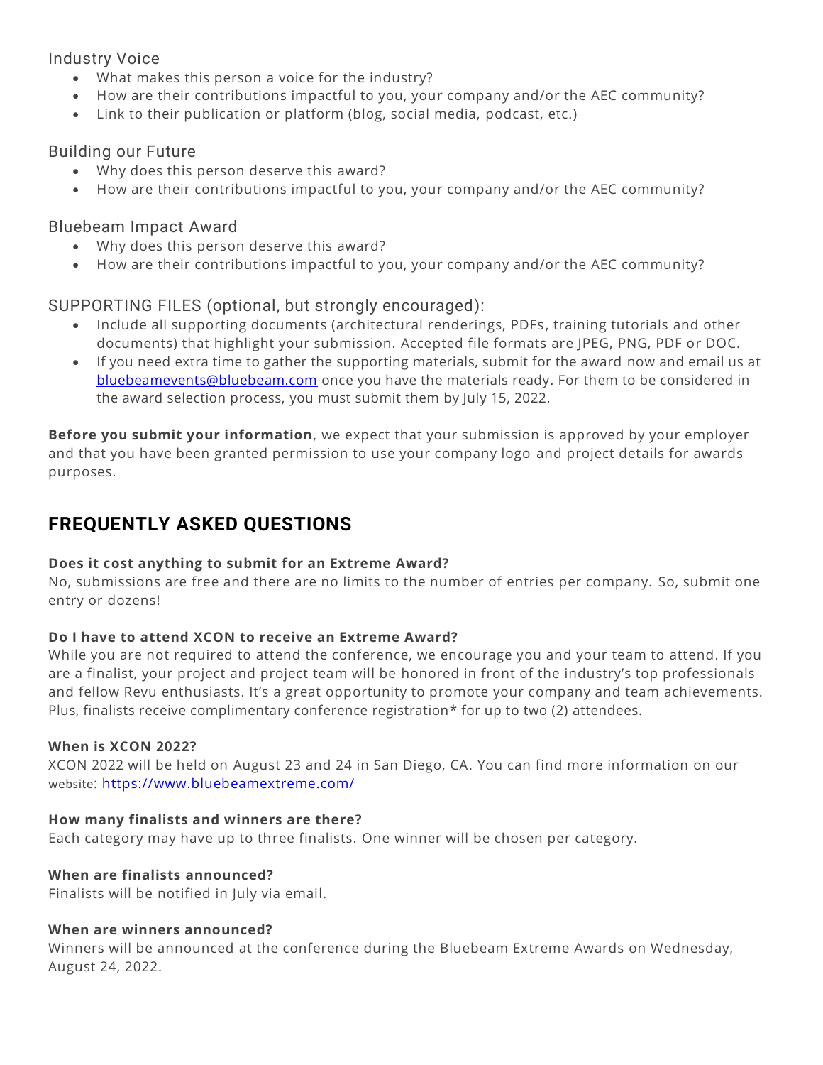Industry Voice

- What makes this person a voice for the industry?
- How are their contributions impactful to you, your company and/or the AEC community?
- Link to their publication or platform (blog, social media, podcast, etc.)

Building our Future

- Why does this person deserve this award?
- How are their contributions impactful to you, your company and/or the AEC community?

Bluebeam Impact Award

- Why does this person deserve this award?
- How are their contributions impactful to you, your company and/or the AEC community?

SUPPORTING FILES (optional, but strongly encouraged):

- Include all supporting documents (architectural renderings, PDFs, training tutorials and other documents) that highlight your submission. Accepted file formats are JPEG, PNG, PDF or DOC.
- If you need extra time to gather the supporting materials, submit for the award now and email us at [bluebeamevents@bluebeam.com](mailto:bluebeamevents@bluebeam.com) once you have the materials ready. For them to be considered in the award selection process, you must submit them by July 15, 2022.

**Before you submit your information**, we expect that your submission is approved by your employer and that you have been granted permission to use your company logo and project details for awards purposes.

## FREQUENTLY ASKED QUESTIONS

**Does it cost anything to submit for an Extreme Award?**
No, submissions are free and there are no limits to the number of entries per company. So, submit one entry or dozens!

**Do I have to attend XCON to receive an Extreme Award?**
While you are not required to attend the conference, we encourage you and your team to attend. If you are a finalist, your project and project team will be honored in front of the industry's top professionals and fellow Revu enthusiasts. It's a great opportunity to promote your company and team achievements. Plus, finalists receive complimentary conference registration* for up to two (2) attendees.

**When is XCON 2022?**
XCON 2022 will be held on August 23 and 24 in San Diego, CA. You can find more information on our website: [https://www.bluebeamextreme.com/](https://www.bluebeamextreme.com/)

**How many finalists and winners are there?**
Each category may have up to three finalists. One winner will be chosen per category.

**When are finalists announced?**
Finalists will be notified in July via email.

**When are winners announced?**
Winners will be announced at the conference during the Bluebeam Extreme Awards on Wednesday, August 24, 2022.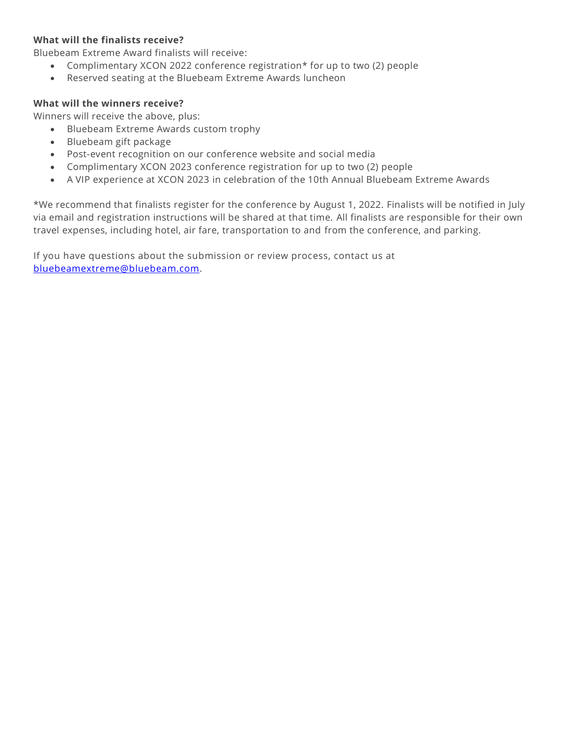**What will the finalists receive?**

Bluebeam Extreme Award finalists will receive:

- Complimentary XCON 2022 conference registration* for up to two (2) people
- Reserved seating at the Bluebeam Extreme Awards luncheon

**What will the winners receive?**

Winners will receive the above, plus:

- Bluebeam Extreme Awards custom trophy
- Bluebeam gift package
- Post-event recognition on our conference website and social media
- Complimentary XCON 2023 conference registration for up to two (2) people
- A VIP experience at XCON 2023 in celebration of the 10th Annual Bluebeam Extreme Awards

*We recommend that finalists register for the conference by August 1, 2022. Finalists will be notified in July via email and registration instructions will be shared at that time. All finalists are responsible for their own travel expenses, including hotel, air fare, transportation to and from the conference, and parking.

If you have questions about the submission or review process, contact us at [bluebeamextreme@bluebeam.com](mailto:bluebeamextreme@bluebeam.com).